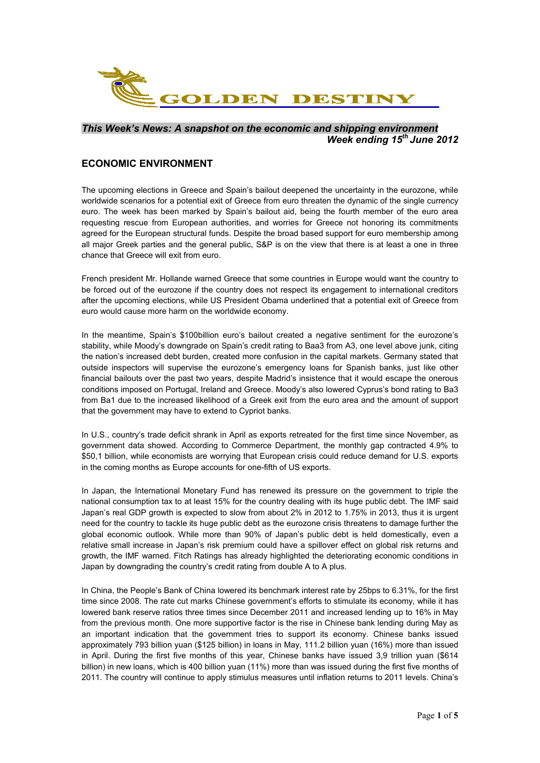GOLDEN DESTINY

*This Week's News: A snapshot on the economic and shipping environment*
***Week ending 15th June 2012***

## ECONOMIC ENVIRONMENT

The upcoming elections in Greece and Spain's bailout deepened the uncertainty in the eurozone, while worldwide scenarios for a potential exit of Greece from euro threaten the dynamic of the single currency euro. The week has been marked by Spain's bailout aid, being the fourth member of the euro area requesting rescue from European authorities, and worries for Greece not honoring its commitments agreed for the European structural funds. Despite the broad based support for euro membership among all major Greek parties and the general public, S&P is on the view that there is at least a one in three chance that Greece will exit from euro.

French president Mr. Hollande warned Greece that some countries in Europe would want the country to be forced out of the eurozone if the country does not respect its engagement to international creditors after the upcoming elections, while US President Obama underlined that a potential exit of Greece from euro would cause more harm on the worldwide economy.

In the meantime, Spain's $100billion euro's bailout created a negative sentiment for the eurozone's stability, while Moody's downgrade on Spain's credit rating to Baa3 from A3, one level above junk, citing the nation's increased debt burden, created more confusion in the capital markets. Germany stated that outside inspectors will supervise the eurozone's emergency loans for Spanish banks, just like other financial bailouts over the past two years, despite Madrid's insistence that it would escape the onerous conditions imposed on Portugal, Ireland and Greece. Moody's also lowered Cyprus's bond rating to Ba3 from Ba1 due to the increased likelihood of a Greek exit from the euro area and the amount of support that the government may have to extend to Cypriot banks.

In U.S., country's trade deficit shrank in April as exports retreated for the first time since November, as government data showed. According to Commerce Department, the monthly gap contracted 4.9% to $50,1 billion, while economists are worrying that European crisis could reduce demand for U.S. exports in the coming months as Europe accounts for one-fifth of US exports.

In Japan, the International Monetary Fund has renewed its pressure on the government to triple the national consumption tax to at least 15% for the country dealing with its huge public debt. The IMF said Japan's real GDP growth is expected to slow from about 2% in 2012 to 1.75% in 2013, thus it is urgent need for the country to tackle its huge public debt as the eurozone crisis threatens to damage further the global economic outlook. While more than 90% of Japan's public debt is held domestically, even a relative small increase in Japan's risk premium could have a spillover effect on global risk returns and growth, the IMF warned. Fitch Ratings has already highlighted the deteriorating economic conditions in Japan by downgrading the country's credit rating from double A to A plus.

In China, the People's Bank of China lowered its benchmark interest rate by 25bps to 6.31%, for the first time since 2008. The rate cut marks Chinese government's efforts to stimulate its economy, while it has lowered bank reserve ratios three times since December 2011 and increased lending up to 16% in May from the previous month. One more supportive factor is the rise in Chinese bank lending during May as an important indication that the government tries to support its economy. Chinese banks issued approximately 793 billion yuan ($125 billion) in loans in May, 111.2 billion yuan (16%) more than issued in April. During the first five months of this year, Chinese banks have issued 3,9 trillion yuan ($614 billion) in new loans, which is 400 billion yuan (11%) more than was issued during the first five months of 2011. The country will continue to apply stimulus measures until inflation returns to 2011 levels. China's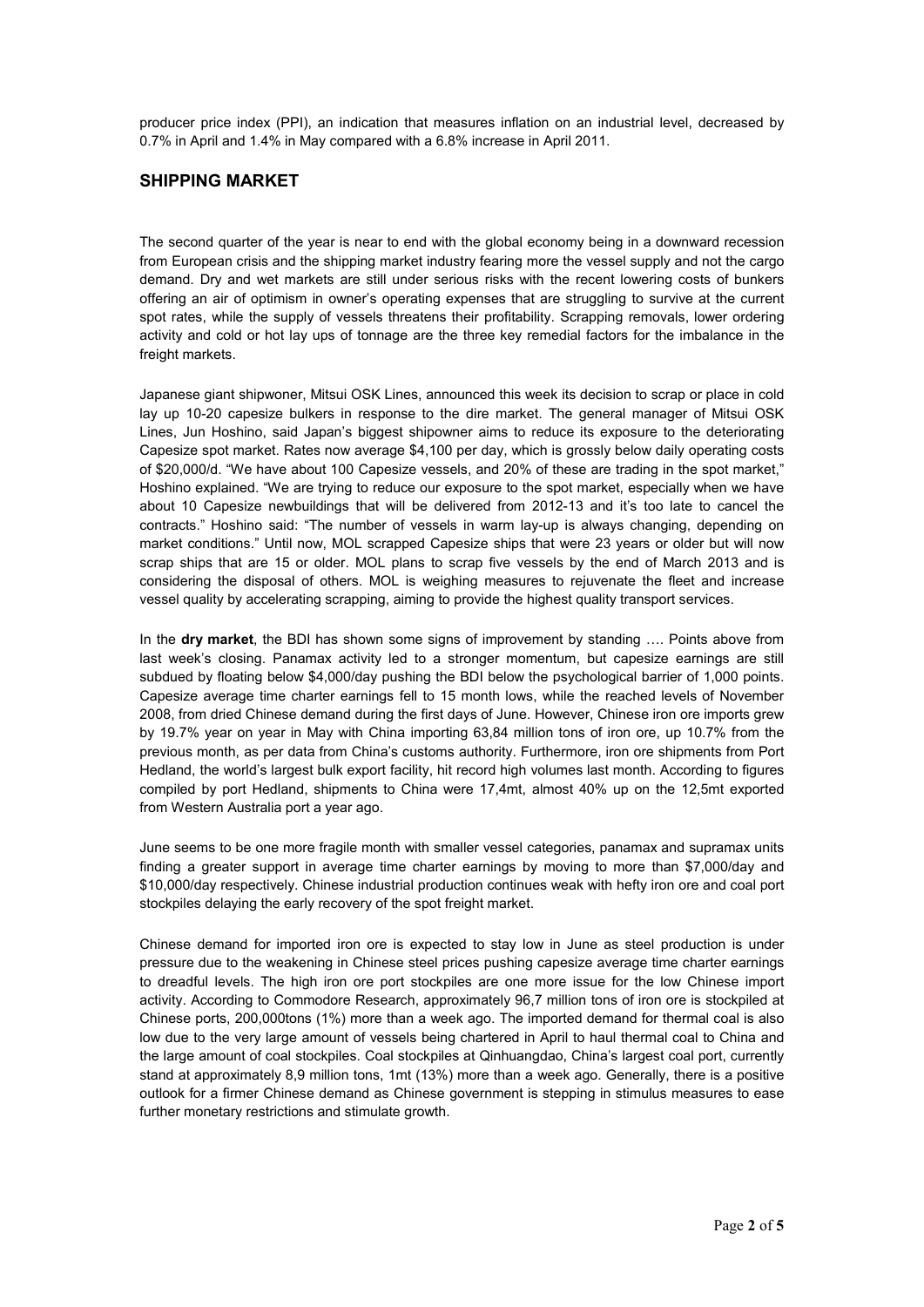producer price index (PPI), an indication that measures inflation on an industrial level, decreased by 0.7% in April and 1.4% in May compared with a 6.8% increase in April 2011.

## SHIPPING MARKET

The second quarter of the year is near to end with the global economy being in a downward recession from European crisis and the shipping market industry fearing more the vessel supply and not the cargo demand. Dry and wet markets are still under serious risks with the recent lowering costs of bunkers offering an air of optimism in owner's operating expenses that are struggling to survive at the current spot rates, while the supply of vessels threatens their profitability. Scrapping removals, lower ordering activity and cold or hot lay ups of tonnage are the three key remedial factors for the imbalance in the freight markets.

Japanese giant shipwoner, Mitsui OSK Lines, announced this week its decision to scrap or place in cold lay up 10-20 capesize bulkers in response to the dire market. The general manager of Mitsui OSK Lines, Jun Hoshino, said Japan's biggest shipowner aims to reduce its exposure to the deteriorating Capesize spot market. Rates now average $4,100 per day, which is grossly below daily operating costs of $20,000/d. "We have about 100 Capesize vessels, and 20% of these are trading in the spot market," Hoshino explained. "We are trying to reduce our exposure to the spot market, especially when we have about 10 Capesize newbuildings that will be delivered from 2012-13 and it's too late to cancel the contracts." Hoshino said: "The number of vessels in warm lay-up is always changing, depending on market conditions." Until now, MOL scrapped Capesize ships that were 23 years or older but will now scrap ships that are 15 or older. MOL plans to scrap five vessels by the end of March 2013 and is considering the disposal of others. MOL is weighing measures to rejuvenate the fleet and increase vessel quality by accelerating scrapping, aiming to provide the highest quality transport services.

In the **dry market**, the BDI has shown some signs of improvement by standing …. Points above from last week's closing. Panamax activity led to a stronger momentum, but capesize earnings are still subdued by floating below $4,000/day pushing the BDI below the psychological barrier of 1,000 points. Capesize average time charter earnings fell to 15 month lows, while the reached levels of November 2008, from dried Chinese demand during the first days of June. However, Chinese iron ore imports grew by 19.7% year on year in May with China importing 63,84 million tons of iron ore, up 10.7% from the previous month, as per data from China's customs authority. Furthermore, iron ore shipments from Port Hedland, the world's largest bulk export facility, hit record high volumes last month. According to figures compiled by port Hedland, shipments to China were 17,4mt, almost 40% up on the 12,5mt exported from Western Australia port a year ago.

June seems to be one more fragile month with smaller vessel categories, panamax and supramax units finding a greater support in average time charter earnings by moving to more than $7,000/day and $10,000/day respectively. Chinese industrial production continues weak with hefty iron ore and coal port stockpiles delaying the early recovery of the spot freight market.

Chinese demand for imported iron ore is expected to stay low in June as steel production is under pressure due to the weakening in Chinese steel prices pushing capesize average time charter earnings to dreadful levels. The high iron ore port stockpiles are one more issue for the low Chinese import activity. According to Commodore Research, approximately 96,7 million tons of iron ore is stockpiled at Chinese ports, 200,000tons (1%) more than a week ago. The imported demand for thermal coal is also low due to the very large amount of vessels being chartered in April to haul thermal coal to China and the large amount of coal stockpiles. Coal stockpiles at Qinhuangdao, China's largest coal port, currently stand at approximately 8,9 million tons, 1mt (13%) more than a week ago. Generally, there is a positive outlook for a firmer Chinese demand as Chinese government is stepping in stimulus measures to ease further monetary restrictions and stimulate growth.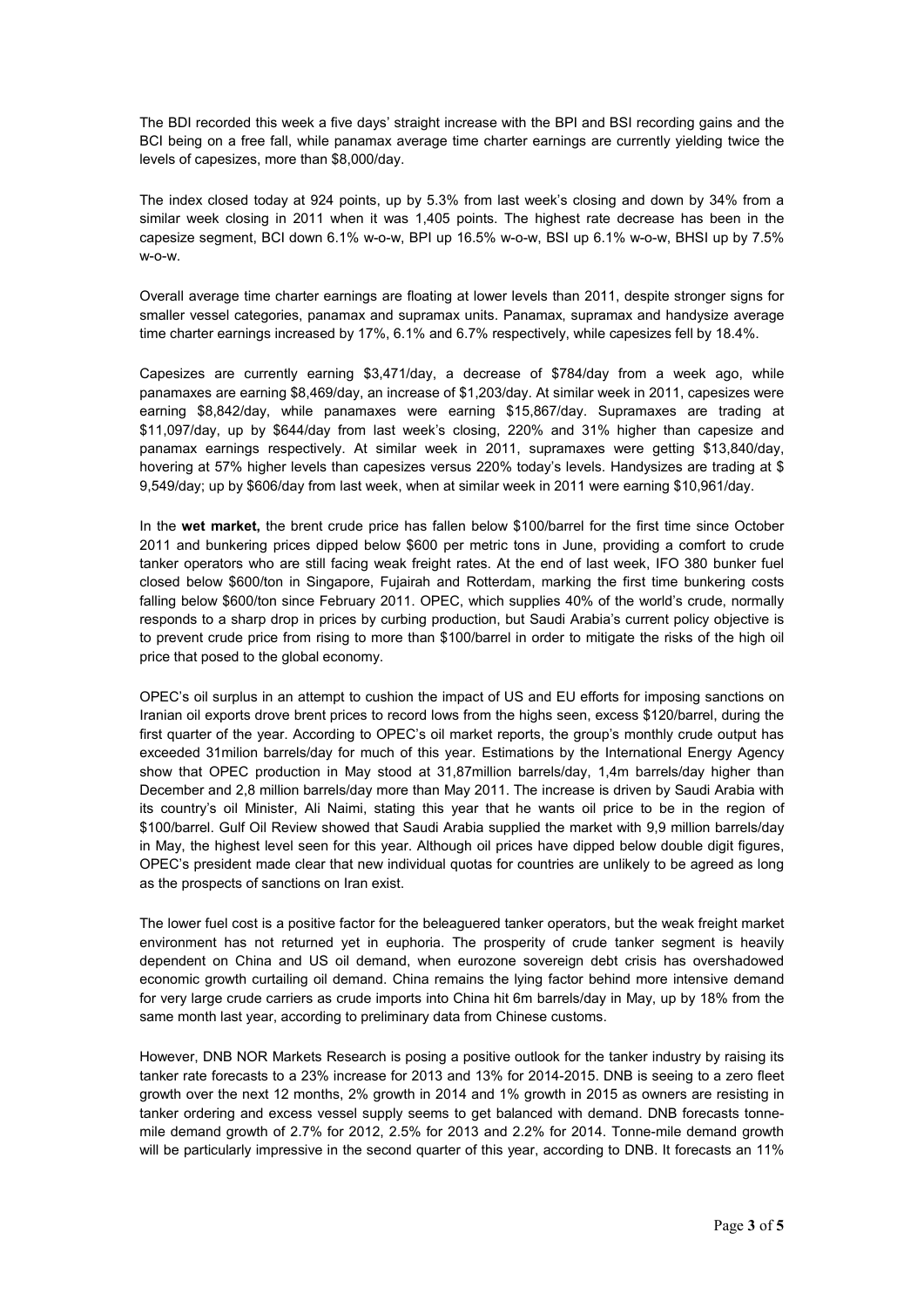The BDI recorded this week a five days' straight increase with the BPI and BSI recording gains and the BCI being on a free fall, while panamax average time charter earnings are currently yielding twice the levels of capesizes, more than $8,000/day.

The index closed today at 924 points, up by 5.3% from last week's closing and down by 34% from a similar week closing in 2011 when it was 1,405 points. The highest rate decrease has been in the capesize segment, BCI down 6.1% w-o-w, BPI up 16.5% w-o-w, BSI up 6.1% w-o-w, BHSI up by 7.5% w-o-w.

Overall average time charter earnings are floating at lower levels than 2011, despite stronger signs for smaller vessel categories, panamax and supramax units. Panamax, supramax and handysize average time charter earnings increased by 17%, 6.1% and 6.7% respectively, while capesizes fell by 18.4%.

Capesizes are currently earning $3,471/day, a decrease of $784/day from a week ago, while panamaxes are earning $8,469/day, an increase of $1,203/day. At similar week in 2011, capesizes were earning $8,842/day, while panamaxes were earning $15,867/day. Supramaxes are trading at $11,097/day, up by $644/day from last week's closing, 220% and 31% higher than capesize and panamax earnings respectively. At similar week in 2011, supramaxes were getting $13,840/day, hovering at 57% higher levels than capesizes versus 220% today's levels. Handysizes are trading at $ 9,549/day; up by $606/day from last week, when at similar week in 2011 were earning $10,961/day.

In the **wet market,** the brent crude price has fallen below $100/barrel for the first time since October 2011 and bunkering prices dipped below $600 per metric tons in June, providing a comfort to crude tanker operators who are still facing weak freight rates. At the end of last week, IFO 380 bunker fuel closed below $600/ton in Singapore, Fujairah and Rotterdam, marking the first time bunkering costs falling below $600/ton since February 2011. OPEC, which supplies 40% of the world's crude, normally responds to a sharp drop in prices by curbing production, but Saudi Arabia's current policy objective is to prevent crude price from rising to more than $100/barrel in order to mitigate the risks of the high oil price that posed to the global economy.

OPEC's oil surplus in an attempt to cushion the impact of US and EU efforts for imposing sanctions on Iranian oil exports drove brent prices to record lows from the highs seen, excess $120/barrel, during the first quarter of the year. According to OPEC's oil market reports, the group's monthly crude output has exceeded 31milion barrels/day for much of this year. Estimations by the International Energy Agency show that OPEC production in May stood at 31,87million barrels/day, 1,4m barrels/day higher than December and 2,8 million barrels/day more than May 2011. The increase is driven by Saudi Arabia with its country's oil Minister, Ali Naimi, stating this year that he wants oil price to be in the region of $100/barrel. Gulf Oil Review showed that Saudi Arabia supplied the market with 9,9 million barrels/day in May, the highest level seen for this year. Although oil prices have dipped below double digit figures, OPEC's president made clear that new individual quotas for countries are unlikely to be agreed as long as the prospects of sanctions on Iran exist.

The lower fuel cost is a positive factor for the beleaguered tanker operators, but the weak freight market environment has not returned yet in euphoria. The prosperity of crude tanker segment is heavily dependent on China and US oil demand, when eurozone sovereign debt crisis has overshadowed economic growth curtailing oil demand. China remains the lying factor behind more intensive demand for very large crude carriers as crude imports into China hit 6m barrels/day in May, up by 18% from the same month last year, according to preliminary data from Chinese customs.

However, DNB NOR Markets Research is posing a positive outlook for the tanker industry by raising its tanker rate forecasts to a 23% increase for 2013 and 13% for 2014-2015. DNB is seeing to a zero fleet growth over the next 12 months, 2% growth in 2014 and 1% growth in 2015 as owners are resisting in tanker ordering and excess vessel supply seems to get balanced with demand. DNB forecasts tonne-mile demand growth of 2.7% for 2012, 2.5% for 2013 and 2.2% for 2014. Tonne-mile demand growth will be particularly impressive in the second quarter of this year, according to DNB. It forecasts an 11%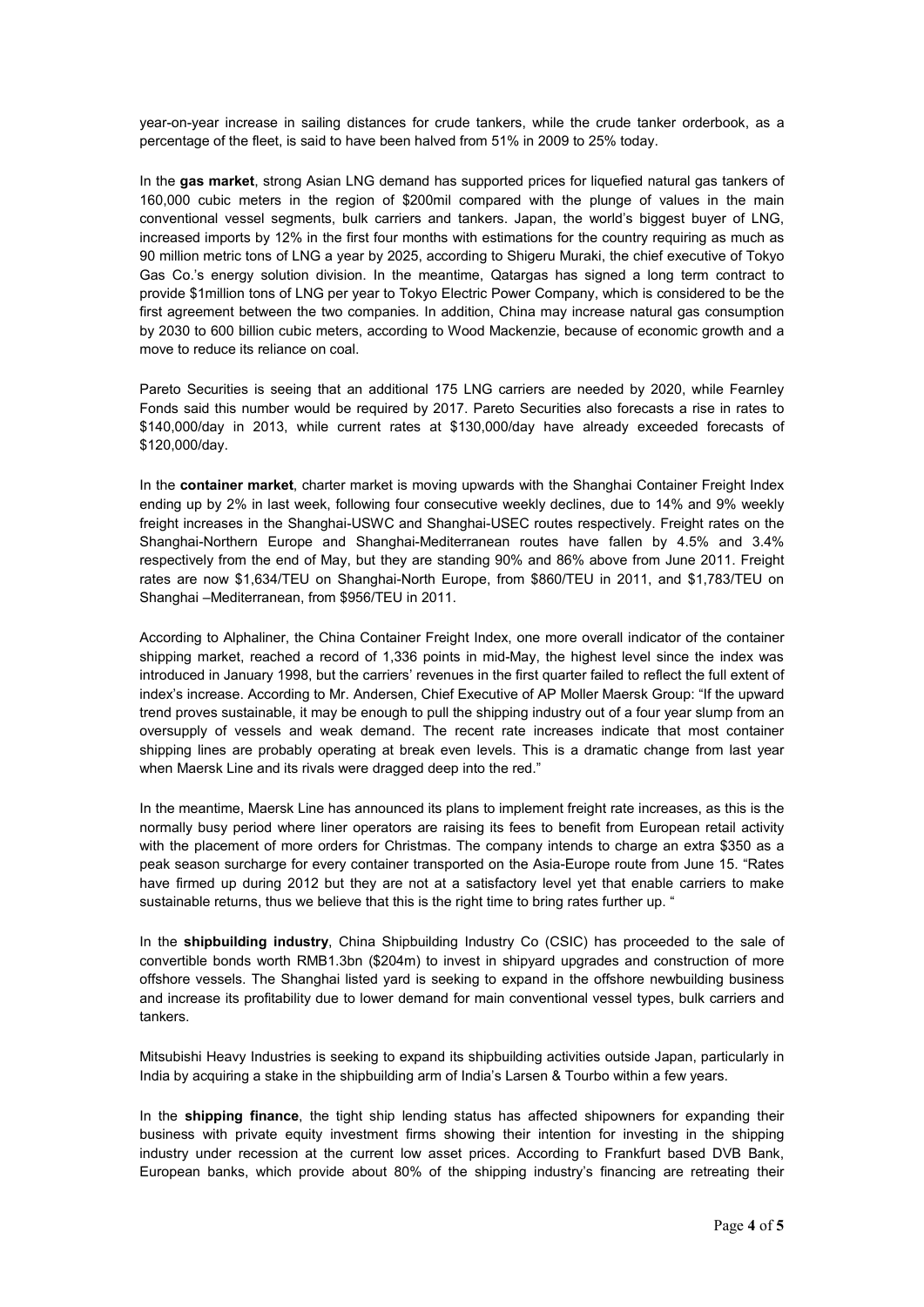year-on-year increase in sailing distances for crude tankers, while the crude tanker orderbook, as a percentage of the fleet, is said to have been halved from 51% in 2009 to 25% today.

In the **gas market**, strong Asian LNG demand has supported prices for liquefied natural gas tankers of 160,000 cubic meters in the region of $200mil compared with the plunge of values in the main conventional vessel segments, bulk carriers and tankers. Japan, the world's biggest buyer of LNG, increased imports by 12% in the first four months with estimations for the country requiring as much as 90 million metric tons of LNG a year by 2025, according to Shigeru Muraki, the chief executive of Tokyo Gas Co.'s energy solution division. In the meantime, Qatargas has signed a long term contract to provide $1million tons of LNG per year to Tokyo Electric Power Company, which is considered to be the first agreement between the two companies. In addition, China may increase natural gas consumption by 2030 to 600 billion cubic meters, according to Wood Mackenzie, because of economic growth and a move to reduce its reliance on coal.

Pareto Securities is seeing that an additional 175 LNG carriers are needed by 2020, while Fearnley Fonds said this number would be required by 2017. Pareto Securities also forecasts a rise in rates to $140,000/day in 2013, while current rates at $130,000/day have already exceeded forecasts of $120,000/day.

In the **container market**, charter market is moving upwards with the Shanghai Container Freight Index ending up by 2% in last week, following four consecutive weekly declines, due to 14% and 9% weekly freight increases in the Shanghai-USWC and Shanghai-USEC routes respectively. Freight rates on the Shanghai-Northern Europe and Shanghai-Mediterranean routes have fallen by 4.5% and 3.4% respectively from the end of May, but they are standing 90% and 86% above from June 2011. Freight rates are now $1,634/TEU on Shanghai-North Europe, from $860/TEU in 2011, and $1,783/TEU on Shanghai –Mediterranean, from $956/TEU in 2011.

According to Alphaliner, the China Container Freight Index, one more overall indicator of the container shipping market, reached a record of 1,336 points in mid-May, the highest level since the index was introduced in January 1998, but the carriers' revenues in the first quarter failed to reflect the full extent of index's increase. According to Mr. Andersen, Chief Executive of AP Moller Maersk Group: "If the upward trend proves sustainable, it may be enough to pull the shipping industry out of a four year slump from an oversupply of vessels and weak demand. The recent rate increases indicate that most container shipping lines are probably operating at break even levels. This is a dramatic change from last year when Maersk Line and its rivals were dragged deep into the red."

In the meantime, Maersk Line has announced its plans to implement freight rate increases, as this is the normally busy period where liner operators are raising its fees to benefit from European retail activity with the placement of more orders for Christmas. The company intends to charge an extra $350 as a peak season surcharge for every container transported on the Asia-Europe route from June 15. "Rates have firmed up during 2012 but they are not at a satisfactory level yet that enable carriers to make sustainable returns, thus we believe that this is the right time to bring rates further up. "

In the **shipbuilding industry**, China Shipbuilding Industry Co (CSIC) has proceeded to the sale of convertible bonds worth RMB1.3bn ($204m) to invest in shipyard upgrades and construction of more offshore vessels. The Shanghai listed yard is seeking to expand in the offshore newbuilding business and increase its profitability due to lower demand for main conventional vessel types, bulk carriers and tankers.

Mitsubishi Heavy Industries is seeking to expand its shipbuilding activities outside Japan, particularly in India by acquiring a stake in the shipbuilding arm of India's Larsen & Tourbo within a few years.

In the **shipping finance**, the tight ship lending status has affected shipowners for expanding their business with private equity investment firms showing their intention for investing in the shipping industry under recession at the current low asset prices. According to Frankfurt based DVB Bank, European banks, which provide about 80% of the shipping industry's financing are retreating their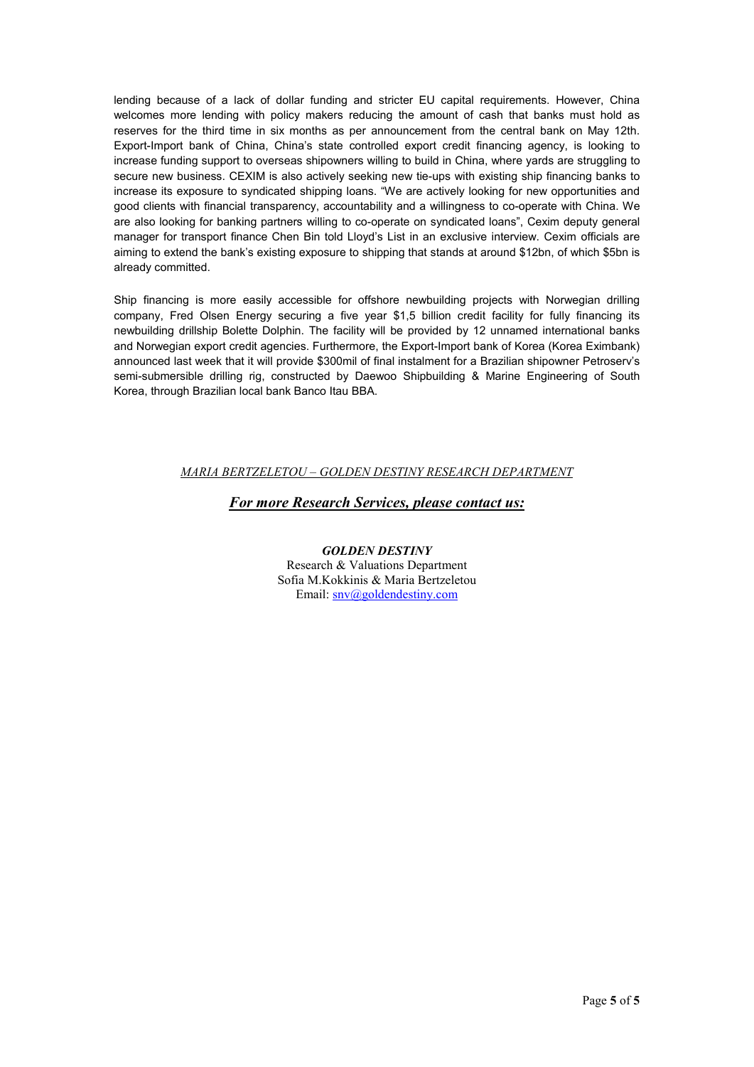lending because of a lack of dollar funding and stricter EU capital requirements. However, China welcomes more lending with policy makers reducing the amount of cash that banks must hold as reserves for the third time in six months as per announcement from the central bank on May 12th. Export-Import bank of China, China's state controlled export credit financing agency, is looking to increase funding support to overseas shipowners willing to build in China, where yards are struggling to secure new business. CEXIM is also actively seeking new tie-ups with existing ship financing banks to increase its exposure to syndicated shipping loans. "We are actively looking for new opportunities and good clients with financial transparency, accountability and a willingness to co-operate with China. We are also looking for banking partners willing to co-operate on syndicated loans", Cexim deputy general manager for transport finance Chen Bin told Lloyd's List in an exclusive interview. Cexim officials are aiming to extend the bank's existing exposure to shipping that stands at around $12bn, of which $5bn is already committed.

Ship financing is more easily accessible for offshore newbuilding projects with Norwegian drilling company, Fred Olsen Energy securing a five year $1,5 billion credit facility for fully financing its newbuilding drillship Bolette Dolphin. The facility will be provided by 12 unnamed international banks and Norwegian export credit agencies. Furthermore, the Export-Import bank of Korea (Korea Eximbank) announced last week that it will provide $300mil of final instalment for a Brazilian shipowner Petroserv's semi-submersible drilling rig, constructed by Daewoo Shipbuilding & Marine Engineering of South Korea, through Brazilian local bank Banco Itau BBA.

*MARIA BERTZELETOU – GOLDEN DESTINY RESEARCH DEPARTMENT*

***For more Research Services, please contact us:***

***GOLDEN DESTINY***
Research & Valuations Department
Sofia M.Kokkinis & Maria Bertzeletou
Email: snv@goldendestiny.com